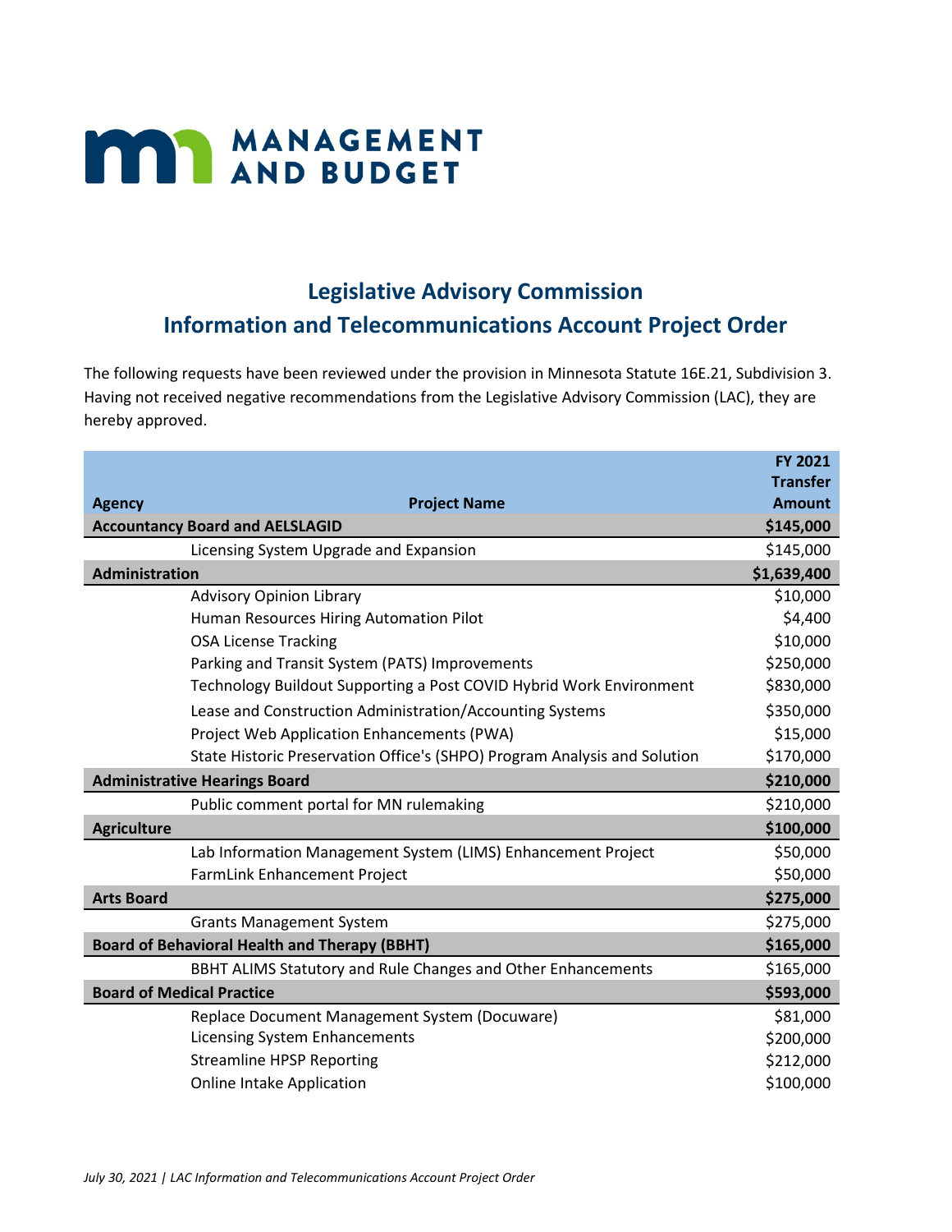MANAGEMENT AND BUDGET

## Legislative Advisory Commission
## Information and Telecommunications Account Project Order

The following requests have been reviewed under the provision in Minnesota Statute 16E.21, Subdivision 3. Having not received negative recommendations from the Legislative Advisory Commission (LAC), they are hereby approved.

| Agency | Project Name | FY 2021 Transfer Amount |
|---|---|---|
| **Accountancy Board and AELSLAGID** | | **$145,000** |
| | Licensing System Upgrade and Expansion | $145,000 |
| **Administration** | | **$1,639,400** |
| | Advisory Opinion Library | $10,000 |
| | Human Resources Hiring Automation Pilot | $4,400 |
| | OSA License Tracking | $10,000 |
| | Parking and Transit System (PATS) Improvements | $250,000 |
| | Technology Buildout Supporting a Post COVID Hybrid Work Environment | $830,000 |
| | Lease and Construction Administration/Accounting Systems | $350,000 |
| | Project Web Application Enhancements (PWA) | $15,000 |
| | State Historic Preservation Office's (SHPO) Program Analysis and Solution | $170,000 |
| **Administrative Hearings Board** | | **$210,000** |
| | Public comment portal for MN rulemaking | $210,000 |
| **Agriculture** | | **$100,000** |
| | Lab Information Management System (LIMS) Enhancement Project | $50,000 |
| | FarmLink Enhancement Project | $50,000 |
| **Arts Board** | | **$275,000** |
| | Grants Management System | $275,000 |
| **Board of Behavioral Health and Therapy (BBHT)** | | **$165,000** |
| | BBHT ALIMS Statutory and Rule Changes and Other Enhancements | $165,000 |
| **Board of Medical Practice** | | **$593,000** |
| | Replace Document Management System (Docuware) | $81,000 |
| | Licensing System Enhancements | $200,000 |
| | Streamline HPSP Reporting | $212,000 |
| | Online Intake Application | $100,000 |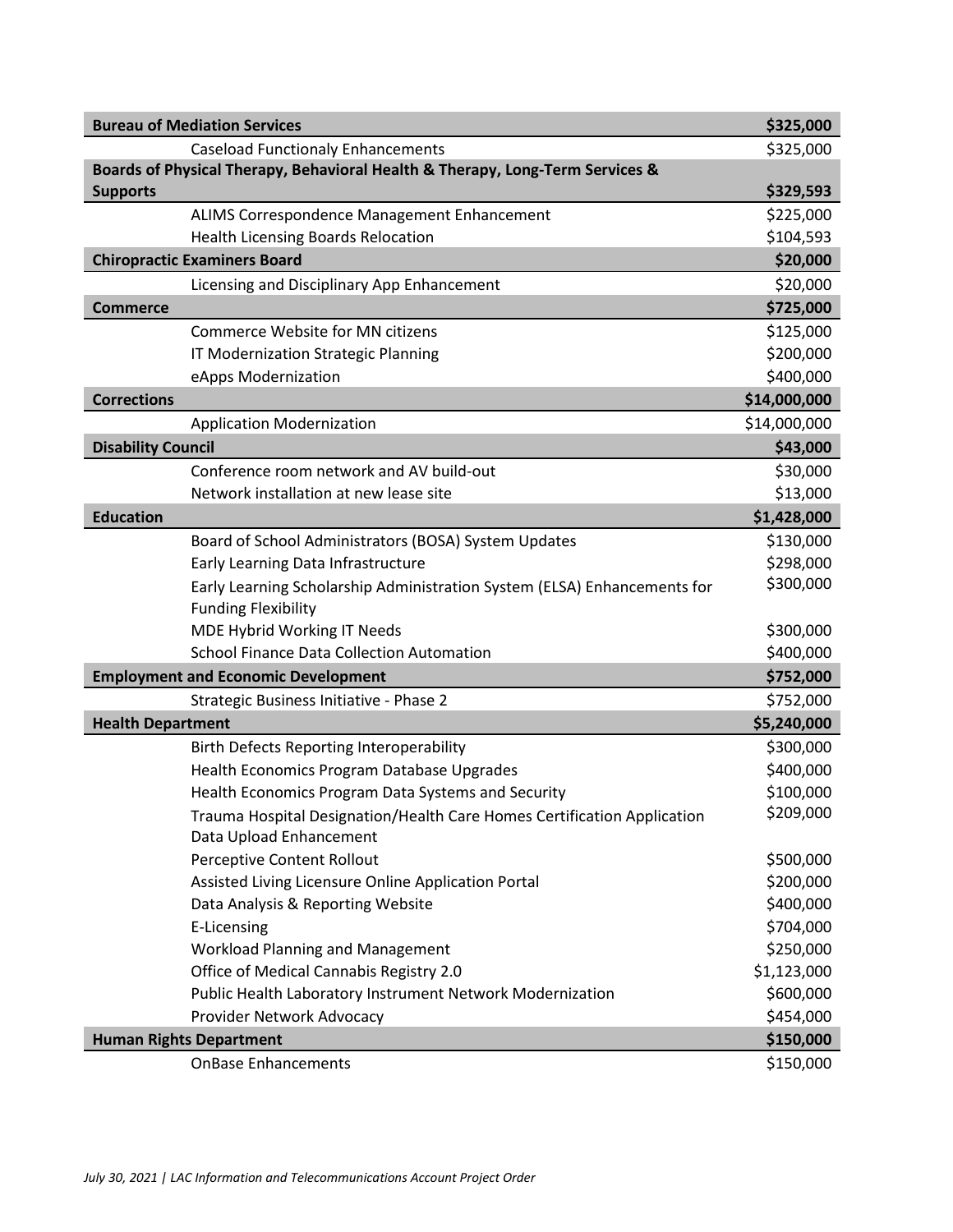| Agency / Project | Amount |
| --- | --- |
| **Bureau of Mediation Services** | **$325,000** |
| Caseload Functionaly Enhancements | $325,000 |
| **Boards of Physical Therapy, Behavioral Health & Therapy, Long-Term Services & Supports** | **$329,593** |
| ALIMS Correspondence Management Enhancement | $225,000 |
| Health Licensing Boards Relocation | $104,593 |
| **Chiropractic Examiners Board** | **$20,000** |
| Licensing and Disciplinary App Enhancement | $20,000 |
| **Commerce** | **$725,000** |
| Commerce Website for MN citizens | $125,000 |
| IT Modernization Strategic Planning | $200,000 |
| eApps Modernization | $400,000 |
| **Corrections** | **$14,000,000** |
| Application Modernization | $14,000,000 |
| **Disability Council** | **$43,000** |
| Conference room network and AV build-out | $30,000 |
| Network installation at new lease site | $13,000 |
| **Education** | **$1,428,000** |
| Board of School Administrators (BOSA) System Updates | $130,000 |
| Early Learning Data Infrastructure | $298,000 |
| Early Learning Scholarship Administration System (ELSA) Enhancements for Funding Flexibility | $300,000 |
| MDE Hybrid Working IT Needs | $300,000 |
| School Finance Data Collection Automation | $400,000 |
| **Employment and Economic Development** | **$752,000** |
| Strategic Business Initiative - Phase 2 | $752,000 |
| **Health Department** | **$5,240,000** |
| Birth Defects Reporting Interoperability | $300,000 |
| Health Economics Program Database Upgrades | $400,000 |
| Health Economics Program Data Systems and Security | $100,000 |
| Trauma Hospital Designation/Health Care Homes Certification Application Data Upload Enhancement | $209,000 |
| Perceptive Content Rollout | $500,000 |
| Assisted Living Licensure Online Application Portal | $200,000 |
| Data Analysis & Reporting Website | $400,000 |
| E-Licensing | $704,000 |
| Workload Planning and Management | $250,000 |
| Office of Medical Cannabis Registry 2.0 | $1,123,000 |
| Public Health Laboratory Instrument Network Modernization | $600,000 |
| Provider Network Advocacy | $454,000 |
| **Human Rights Department** | **$150,000** |
| OnBase Enhancements | $150,000 |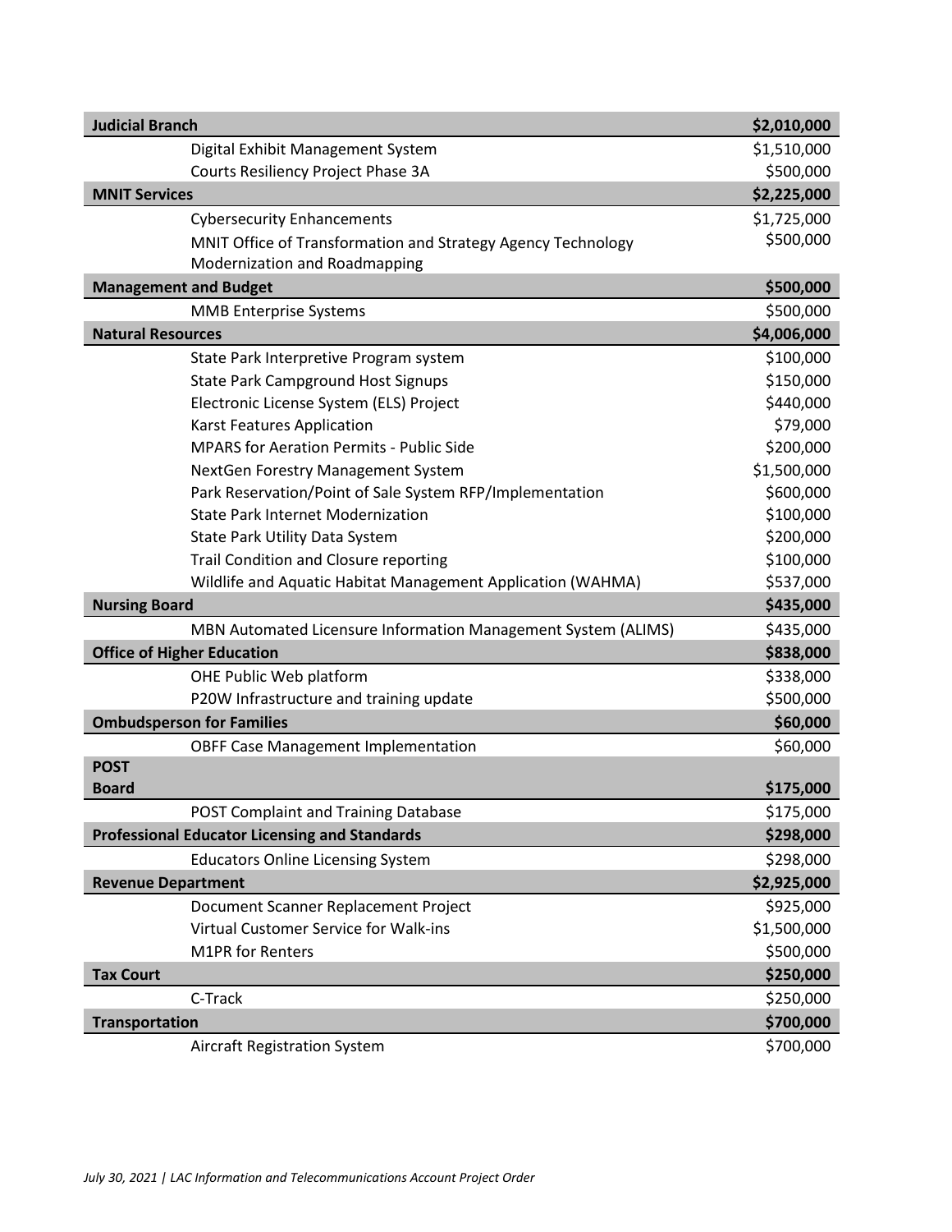| Agency / Project | Amount |
| --- | --- |
| **Judicial Branch** | **$2,010,000** |
| Digital Exhibit Management System | $1,510,000 |
| Courts Resiliency Project Phase 3A | $500,000 |
| **MNIT Services** | **$2,225,000** |
| Cybersecurity Enhancements | $1,725,000 |
| MNIT Office of Transformation and Strategy Agency Technology Modernization and Roadmapping | $500,000 |
| **Management and Budget** | **$500,000** |
| MMB Enterprise Systems | $500,000 |
| **Natural Resources** | **$4,006,000** |
| State Park Interpretive Program system | $100,000 |
| State Park Campground Host Signups | $150,000 |
| Electronic License System (ELS) Project | $440,000 |
| Karst Features Application | $79,000 |
| MPARS for Aeration Permits - Public Side | $200,000 |
| NextGen Forestry Management System | $1,500,000 |
| Park Reservation/Point of Sale System RFP/Implementation | $600,000 |
| State Park Internet Modernization | $100,000 |
| State Park Utility Data System | $200,000 |
| Trail Condition and Closure reporting | $100,000 |
| Wildlife and Aquatic Habitat Management Application (WAHMA) | $537,000 |
| **Nursing Board** | **$435,000** |
| MBN Automated Licensure Information Management System (ALIMS) | $435,000 |
| **Office of Higher Education** | **$838,000** |
| OHE Public Web platform | $338,000 |
| P20W Infrastructure and training update | $500,000 |
| **Ombudsperson for Families** | **$60,000** |
| OBFF Case Management Implementation | $60,000 |
| **POST Board** | **$175,000** |
| POST Complaint and Training Database | $175,000 |
| **Professional Educator Licensing and Standards** | **$298,000** |
| Educators Online Licensing System | $298,000 |
| **Revenue Department** | **$2,925,000** |
| Document Scanner Replacement Project | $925,000 |
| Virtual Customer Service for Walk-ins | $1,500,000 |
| M1PR for Renters | $500,000 |
| **Tax Court** | **$250,000** |
| C-Track | $250,000 |
| **Transportation** | **$700,000** |
| Aircraft Registration System | $700,000 |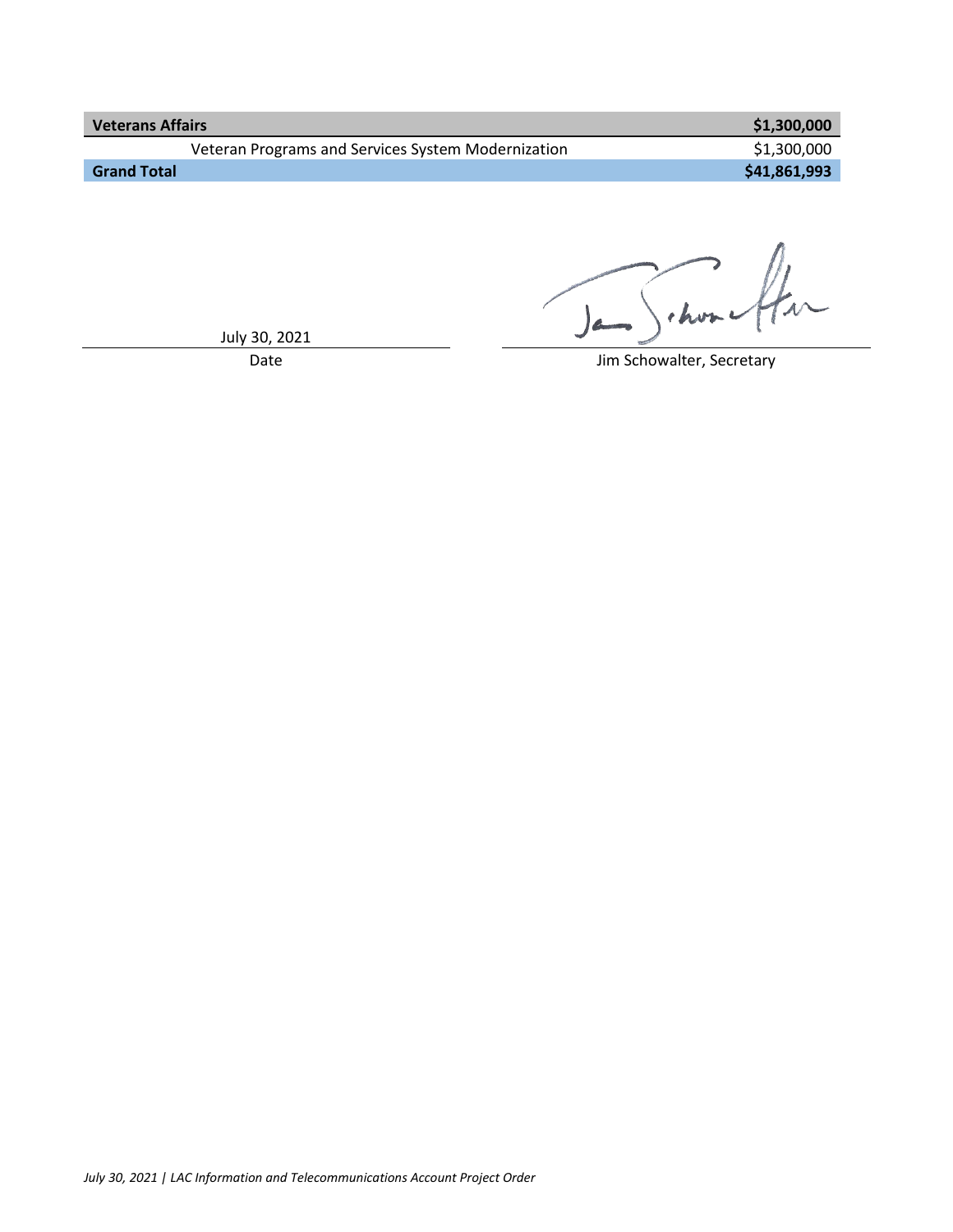| | |
|---|---|
| **Veterans Affairs** | **$1,300,000** |
| Veteran Programs and Services System Modernization | $1,300,000 |
| **Grand Total** | **$41,861,993** |

July 30, 2021
Date

Jim Schowalter, Secretary